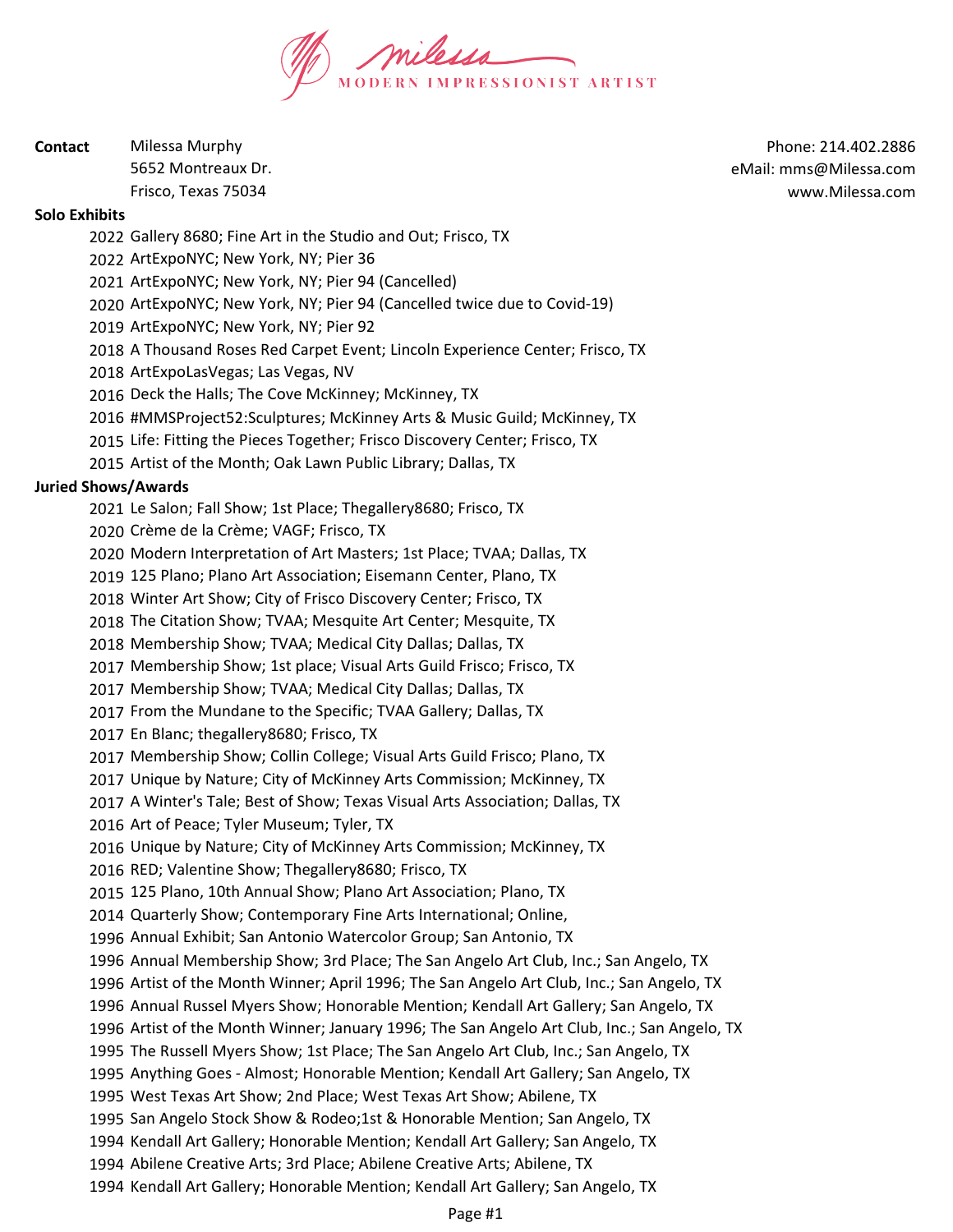Milessa
MODERN IMPRESSIONIST ARTIST

**Contact** Milessa Murphy
5652 Montreaux Dr.
Frisco, Texas 75034

Phone: 214.402.2886
eMail: mms@Milessa.com
www.Milessa.com

**Solo Exhibits**

- 2022 Gallery 8680; Fine Art in the Studio and Out; Frisco, TX
- 2022 ArtExpoNYC; New York, NY; Pier 36
- 2021 ArtExpoNYC; New York, NY; Pier 94 (Cancelled)
- 2020 ArtExpoNYC; New York, NY; Pier 94 (Cancelled twice due to Covid-19)
- 2019 ArtExpoNYC; New York, NY; Pier 92
- 2018 A Thousand Roses Red Carpet Event; Lincoln Experience Center; Frisco, TX
- 2018 ArtExpoLasVegas; Las Vegas, NV
- 2016 Deck the Halls; The Cove McKinney; McKinney, TX
- 2016 #MMSProject52:Sculptures; McKinney Arts & Music Guild; McKinney, TX
- 2015 Life: Fitting the Pieces Together; Frisco Discovery Center; Frisco, TX
- 2015 Artist of the Month; Oak Lawn Public Library; Dallas, TX

**Juried Shows/Awards**

- 2021 Le Salon; Fall Show; 1st Place; Thegallery8680; Frisco, TX
- 2020 Crème de la Crème; VAGF; Frisco, TX
- 2020 Modern Interpretation of Art Masters; 1st Place; TVAA; Dallas, TX
- 2019 125 Plano; Plano Art Association; Eisemann Center, Plano, TX
- 2018 Winter Art Show; City of Frisco Discovery Center; Frisco, TX
- 2018 The Citation Show; TVAA; Mesquite Art Center; Mesquite, TX
- 2018 Membership Show; TVAA; Medical City Dallas; Dallas, TX
- 2017 Membership Show; 1st place; Visual Arts Guild Frisco; Frisco, TX
- 2017 Membership Show; TVAA; Medical City Dallas; Dallas, TX
- 2017 From the Mundane to the Specific; TVAA Gallery; Dallas, TX
- 2017 En Blanc; thegallery8680; Frisco, TX
- 2017 Membership Show; Collin College; Visual Arts Guild Frisco; Plano, TX
- 2017 Unique by Nature; City of McKinney Arts Commission; McKinney, TX
- 2017 A Winter's Tale; Best of Show; Texas Visual Arts Association; Dallas, TX
- 2016 Art of Peace; Tyler Museum; Tyler, TX
- 2016 Unique by Nature; City of McKinney Arts Commission; McKinney, TX
- 2016 RED; Valentine Show; Thegallery8680; Frisco, TX
- 2015 125 Plano, 10th Annual Show; Plano Art Association; Plano, TX
- 2014 Quarterly Show; Contemporary Fine Arts International; Online,
- 1996 Annual Exhibit; San Antonio Watercolor Group; San Antonio, TX
- 1996 Annual Membership Show; 3rd Place; The San Angelo Art Club, Inc.; San Angelo, TX
- 1996 Artist of the Month Winner; April 1996; The San Angelo Art Club, Inc.; San Angelo, TX
- 1996 Annual Russel Myers Show; Honorable Mention; Kendall Art Gallery; San Angelo, TX
- 1996 Artist of the Month Winner; January 1996; The San Angelo Art Club, Inc.; San Angelo, TX
- 1995 The Russell Myers Show; 1st Place; The San Angelo Art Club, Inc.; San Angelo, TX
- 1995 Anything Goes - Almost; Honorable Mention; Kendall Art Gallery; San Angelo, TX
- 1995 West Texas Art Show; 2nd Place; West Texas Art Show; Abilene, TX
- 1995 San Angelo Stock Show & Rodeo;1st & Honorable Mention; San Angelo, TX
- 1994 Kendall Art Gallery; Honorable Mention; Kendall Art Gallery; San Angelo, TX
- 1994 Abilene Creative Arts; 3rd Place; Abilene Creative Arts; Abilene, TX
- 1994 Kendall Art Gallery; Honorable Mention; Kendall Art Gallery; San Angelo, TX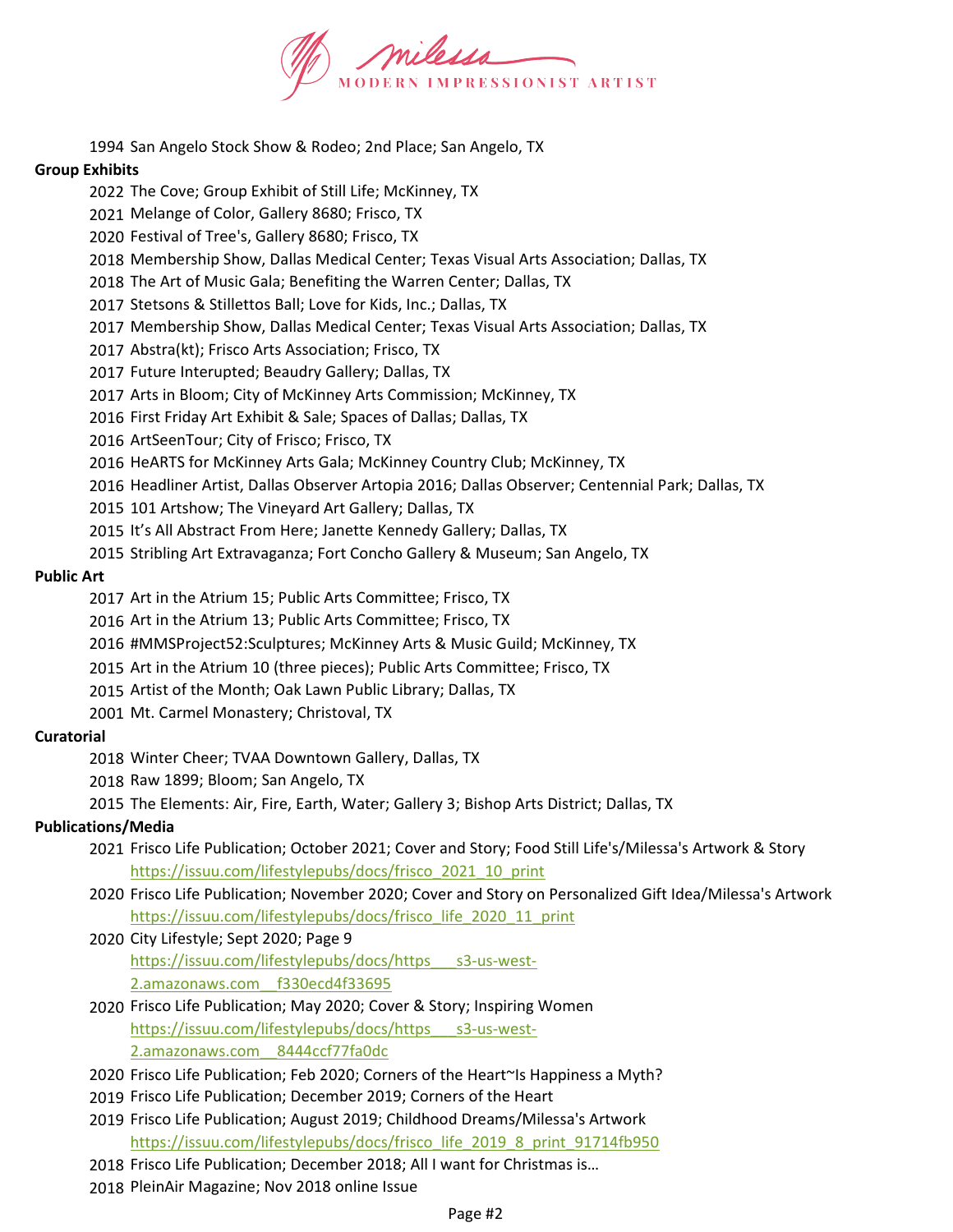1994 San Angelo Stock Show & Rodeo; 2nd Place; San Angelo, TX

**Group Exhibits**

- 2022 The Cove; Group Exhibit of Still Life; McKinney, TX
- 2021 Melange of Color, Gallery 8680; Frisco, TX
- 2020 Festival of Tree's, Gallery 8680; Frisco, TX
- 2018 Membership Show, Dallas Medical Center; Texas Visual Arts Association; Dallas, TX
- 2018 The Art of Music Gala; Benefiting the Warren Center; Dallas, TX
- 2017 Stetsons & Stillettos Ball; Love for Kids, Inc.; Dallas, TX
- 2017 Membership Show, Dallas Medical Center; Texas Visual Arts Association; Dallas, TX
- 2017 Abstra(kt); Frisco Arts Association; Frisco, TX
- 2017 Future Interupted; Beaudry Gallery; Dallas, TX
- 2017 Arts in Bloom; City of McKinney Arts Commission; McKinney, TX
- 2016 First Friday Art Exhibit & Sale; Spaces of Dallas; Dallas, TX
- 2016 ArtSeenTour; City of Frisco; Frisco, TX
- 2016 HeARTS for McKinney Arts Gala; McKinney Country Club; McKinney, TX
- 2016 Headliner Artist, Dallas Observer Artopia 2016; Dallas Observer; Centennial Park; Dallas, TX
- 2015 101 Artshow; The Vineyard Art Gallery; Dallas, TX
- 2015 It's All Abstract From Here; Janette Kennedy Gallery; Dallas, TX
- 2015 Stribling Art Extravaganza; Fort Concho Gallery & Museum; San Angelo, TX

**Public Art**

- 2017 Art in the Atrium 15; Public Arts Committee; Frisco, TX
- 2016 Art in the Atrium 13; Public Arts Committee; Frisco, TX
- 2016 #MMSProject52:Sculptures; McKinney Arts & Music Guild; McKinney, TX
- 2015 Art in the Atrium 10 (three pieces); Public Arts Committee; Frisco, TX
- 2015 Artist of the Month; Oak Lawn Public Library; Dallas, TX
- 2001 Mt. Carmel Monastery; Christoval, TX

**Curatorial**

- 2018 Winter Cheer; TVAA Downtown Gallery, Dallas, TX
- 2018 Raw 1899; Bloom; San Angelo, TX
- 2015 The Elements: Air, Fire, Earth, Water; Gallery 3; Bishop Arts District; Dallas, TX

**Publications/Media**

- 2021 Frisco Life Publication; October 2021; Cover and Story; Food Still Life's/Milessa's Artwork & Story
  https://issuu.com/lifestylepubs/docs/frisco_2021_10_print
- 2020 Frisco Life Publication; November 2020; Cover and Story on Personalized Gift Idea/Milessa's Artwork
  https://issuu.com/lifestylepubs/docs/frisco_life_2020_11_print
- 2020 City Lifestyle; Sept 2020; Page 9
  https://issuu.com/lifestylepubs/docs/https___s3-us-west-2.amazonaws.com__f330ecd4f33695
- 2020 Frisco Life Publication; May 2020; Cover & Story; Inspiring Women
  https://issuu.com/lifestylepubs/docs/https___s3-us-west-2.amazonaws.com__8444ccf77fa0dc
- 2020 Frisco Life Publication; Feb 2020; Corners of the Heart~Is Happiness a Myth?
- 2019 Frisco Life Publication; December 2019; Corners of the Heart
- 2019 Frisco Life Publication; August 2019; Childhood Dreams/Milessa's Artwork
  https://issuu.com/lifestylepubs/docs/frisco_life_2019_8_print_91714fb950
- 2018 Frisco Life Publication; December 2018; All I want for Christmas is…
- 2018 PleinAir Magazine; Nov 2018 online Issue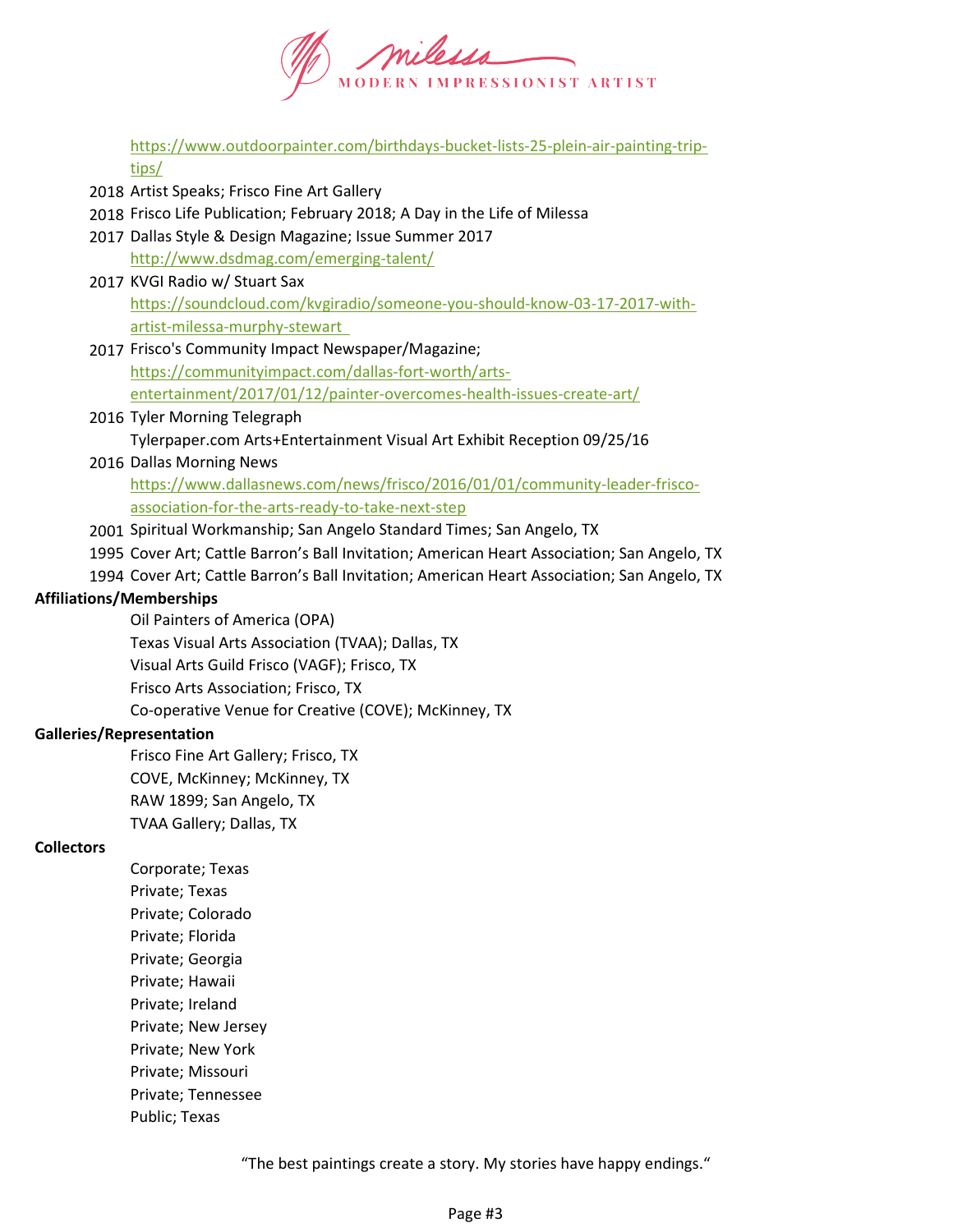https://www.outdoorpainter.com/birthdays-bucket-lists-25-plein-air-painting-trip-tips/

2018 Artist Speaks; Frisco Fine Art Gallery

2018 Frisco Life Publication; February 2018; A Day in the Life of Milessa

2017 Dallas Style & Design Magazine; Issue Summer 2017
http://www.dsdmag.com/emerging-talent/

2017 KVGI Radio w/ Stuart Sax
https://soundcloud.com/kvgiradio/someone-you-should-know-03-17-2017-with-artist-milessa-murphy-stewart

2017 Frisco's Community Impact Newspaper/Magazine;
https://communityimpact.com/dallas-fort-worth/arts-entertainment/2017/01/12/painter-overcomes-health-issues-create-art/

2016 Tyler Morning Telegraph
Tylerpaper.com Arts+Entertainment Visual Art Exhibit Reception 09/25/16

2016 Dallas Morning News
https://www.dallasnews.com/news/frisco/2016/01/01/community-leader-frisco-association-for-the-arts-ready-to-take-next-step

2001 Spiritual Workmanship; San Angelo Standard Times; San Angelo, TX

1995 Cover Art; Cattle Barron's Ball Invitation; American Heart Association; San Angelo, TX

1994 Cover Art; Cattle Barron's Ball Invitation; American Heart Association; San Angelo, TX

**Affiliations/Memberships**

Oil Painters of America (OPA)
Texas Visual Arts Association (TVAA); Dallas, TX
Visual Arts Guild Frisco (VAGF); Frisco, TX
Frisco Arts Association; Frisco, TX
Co-operative Venue for Creative (COVE); McKinney, TX

**Galleries/Representation**

Frisco Fine Art Gallery; Frisco, TX
COVE, McKinney; McKinney, TX
RAW 1899; San Angelo, TX
TVAA Gallery; Dallas, TX

**Collectors**

Corporate; Texas
Private; Texas
Private; Colorado
Private; Florida
Private; Georgia
Private; Hawaii
Private; Ireland
Private; New Jersey
Private; New York
Private; Missouri
Private; Tennessee
Public; Texas

"The best paintings create a story. My stories have happy endings."